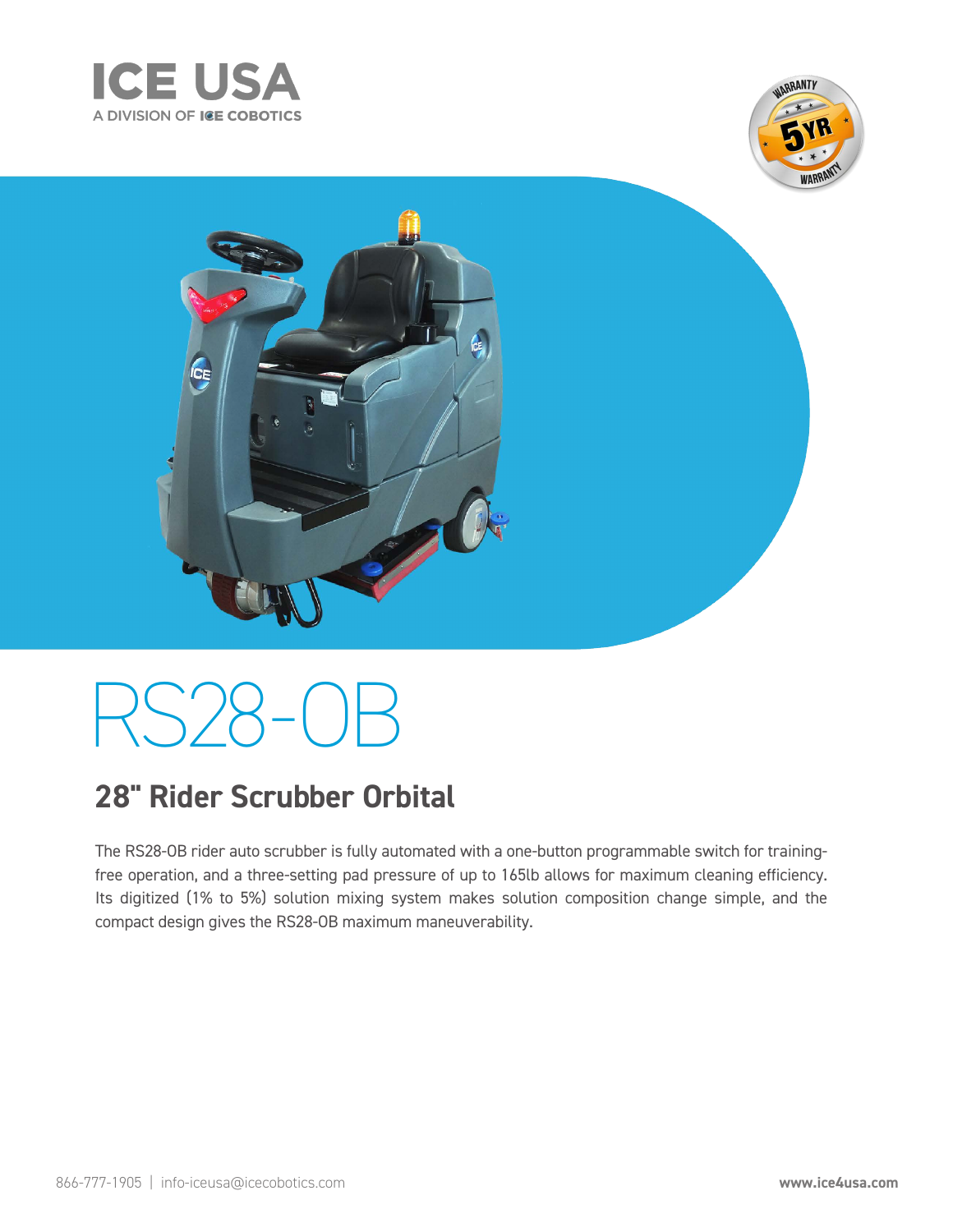ICE USA

A DIVISION OF ICE COBOTICS

# RS28-OB

## 28" Rider Scrubber Orbital

The RS28-OB rider auto scrubber is fully automated with a one-button programmable switch for training-free operation, and a three-setting pad pressure of up to 165lb allows for maximum cleaning efficiency. Its digitized (1% to 5%) solution mixing system makes solution composition change simple, and the compact design gives the RS28-OB maximum maneuverability.

866-777-1905 | info-iceusa@icecobotics.com

www.ice4usa.com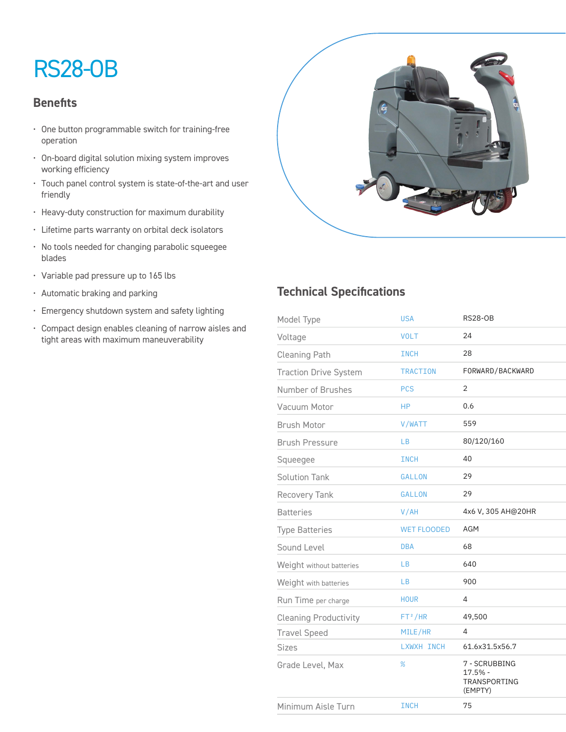# RS28-OB

## Benefits

- One button programmable switch for training-free operation
- On-board digital solution mixing system improves working efficiency
- Touch panel control system is state-of-the-art and user friendly
- Heavy-duty construction for maximum durability
- Lifetime parts warranty on orbital deck isolators
- No tools needed for changing parabolic squeegee blades
- Variable pad pressure up to 165 lbs
- Automatic braking and parking
- Emergency shutdown system and safety lighting
- Compact design enables cleaning of narrow aisles and tight areas with maximum maneuverability

## Technical Specifications

| | | |
|---|---|---|
| Model Type | USA | RS28-OB |
| Voltage | VOLT | 24 |
| Cleaning Path | INCH | 28 |
| Traction Drive System | TRACTION | FORWARD/BACKWARD |
| Number of Brushes | PCS | 2 |
| Vacuum Motor | HP | 0.6 |
| Brush Motor | V/WATT | 559 |
| Brush Pressure | LB | 80/120/160 |
| Squeegee | INCH | 40 |
| Solution Tank | GALLON | 29 |
| Recovery Tank | GALLON | 29 |
| Batteries | V/AH | 4x6 V, 305 AH@20HR |
| Type Batteries | WET FLOODED | AGM |
| Sound Level | DBA | 68 |
| Weight without batteries | LB | 640 |
| Weight with batteries | LB | 900 |
| Run Time per charge | HOUR | 4 |
| Cleaning Productivity | FT²/HR | 49,500 |
| Travel Speed | MILE/HR | 4 |
| Sizes | LXWXH INCH | 61.6x31.5x56.7 |
| Grade Level, Max | % | 7 - SCRUBBING 17.5% - TRANSPORTING (EMPTY) |
| Minimum Aisle Turn | INCH | 75 |